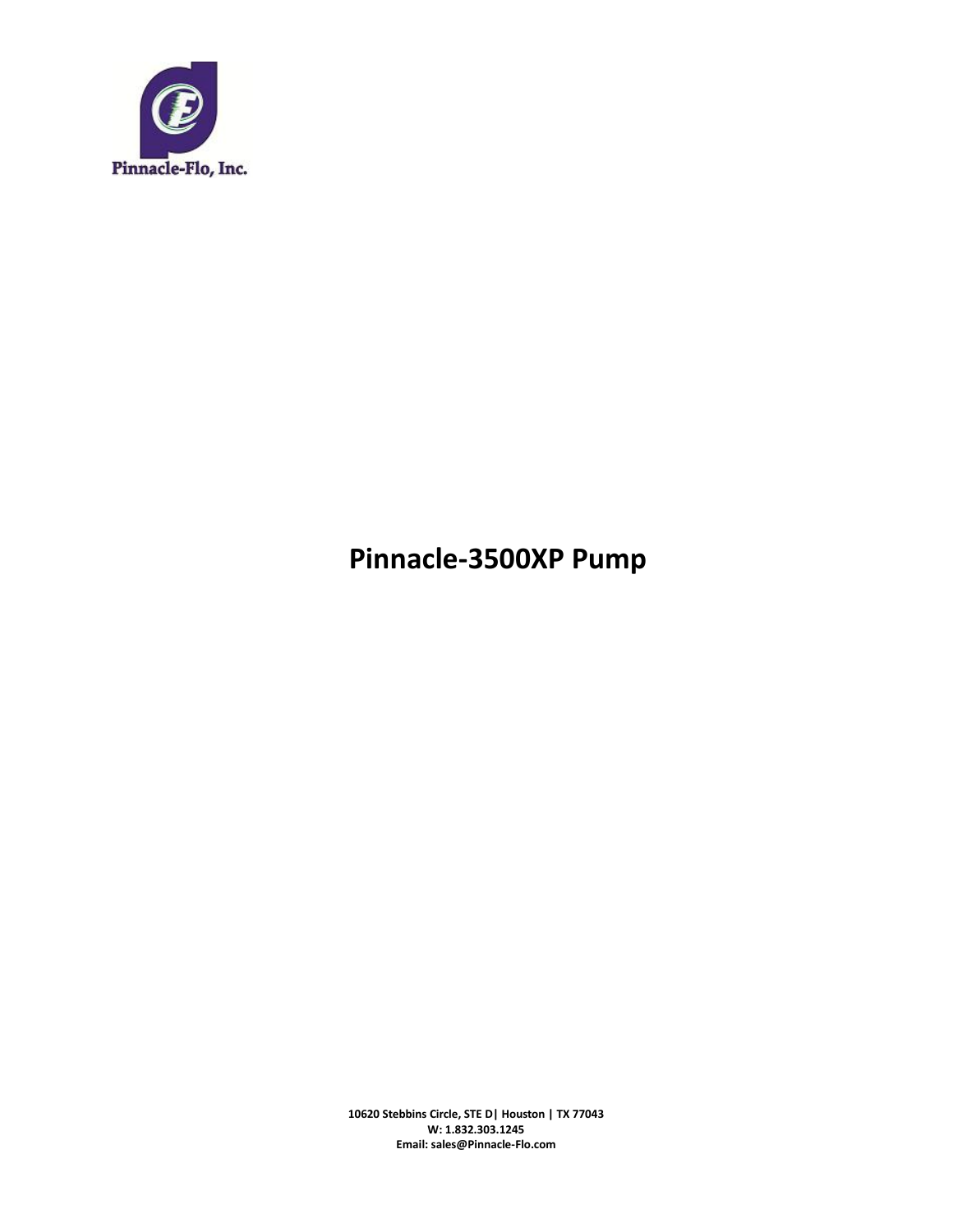Pinnacle-Flo, Inc.

# Pinnacle-3500XP Pump

**10620 Stebbins Circle, STE D| Houston | TX 77043**
**W: 1.832.303.1245**
**Email: sales@Pinnacle-Flo.com**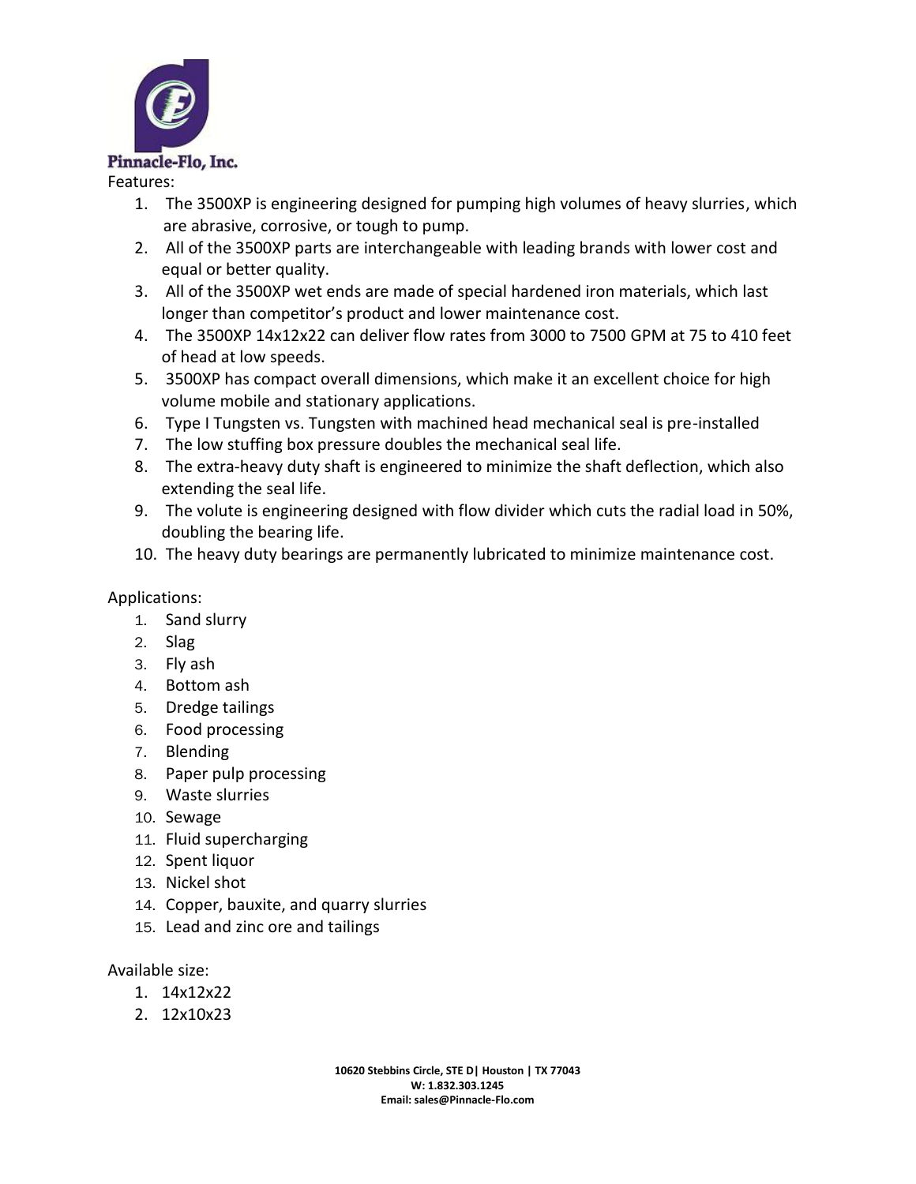Pinnacle-Flo, Inc.

Features:

1. The 3500XP is engineering designed for pumping high volumes of heavy slurries, which are abrasive, corrosive, or tough to pump.
2. All of the 3500XP parts are interchangeable with leading brands with lower cost and equal or better quality.
3. All of the 3500XP wet ends are made of special hardened iron materials, which last longer than competitor's product and lower maintenance cost.
4. The 3500XP 14x12x22 can deliver flow rates from 3000 to 7500 GPM at 75 to 410 feet of head at low speeds.
5. 3500XP has compact overall dimensions, which make it an excellent choice for high volume mobile and stationary applications.
6. Type I Tungsten vs. Tungsten with machined head mechanical seal is pre-installed
7. The low stuffing box pressure doubles the mechanical seal life.
8. The extra-heavy duty shaft is engineered to minimize the shaft deflection, which also extending the seal life.
9. The volute is engineering designed with flow divider which cuts the radial load in 50%, doubling the bearing life.
10. The heavy duty bearings are permanently lubricated to minimize maintenance cost.

Applications:

1. Sand slurry
2. Slag
3. Fly ash
4. Bottom ash
5. Dredge tailings
6. Food processing
7. Blending
8. Paper pulp processing
9. Waste slurries
10. Sewage
11. Fluid supercharging
12. Spent liquor
13. Nickel shot
14. Copper, bauxite, and quarry slurries
15. Lead and zinc ore and tailings

Available size:

1. 14x12x22
2. 12x10x23

**10620 Stebbins Circle, STE D| Houston | TX 77043**
**W: 1.832.303.1245**
**Email: sales@Pinnacle-Flo.com**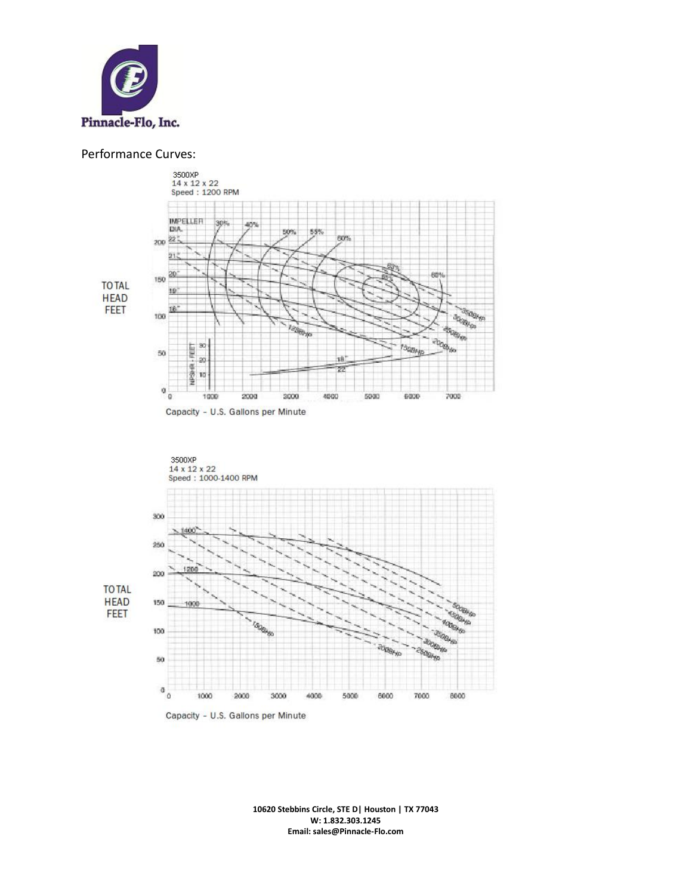Pinnacle-Flo, Inc.

Performance Curves:

3500XP
14 x 12 x 22
Speed : 1200 RPM

IMPELLER DIA.
22"
21"
20"
19"
18"

30%
40%
50%
55%
60%
65%
68%
65%

125BHP
150BHP
200BHP
250BHP
300BHP
350BHP

NPSHR - FEET
30
20
10

18"
22"

TOTAL HEAD FEET

200
150
100
50
0

0
1000
2000
3000
4000
5000
6000
7000

Capacity - U.S. Gallons per Minute

3500XP
14 x 12 x 22
Speed : 1000-1400 RPM

1400
1200
1000

150BHP
200BHP
250BHP
300BHP
350BHP
400BHP
450BHP
500BHP

TOTAL HEAD FEET

300
250
200
150
100
50
0

0
1000
2000
3000
4000
5000
6000
7000
8000

Capacity - U.S. Gallons per Minute

**10620 Stebbins Circle, STE D| Houston | TX 77043**
**W: 1.832.303.1245**
**Email: sales@Pinnacle-Flo.com**